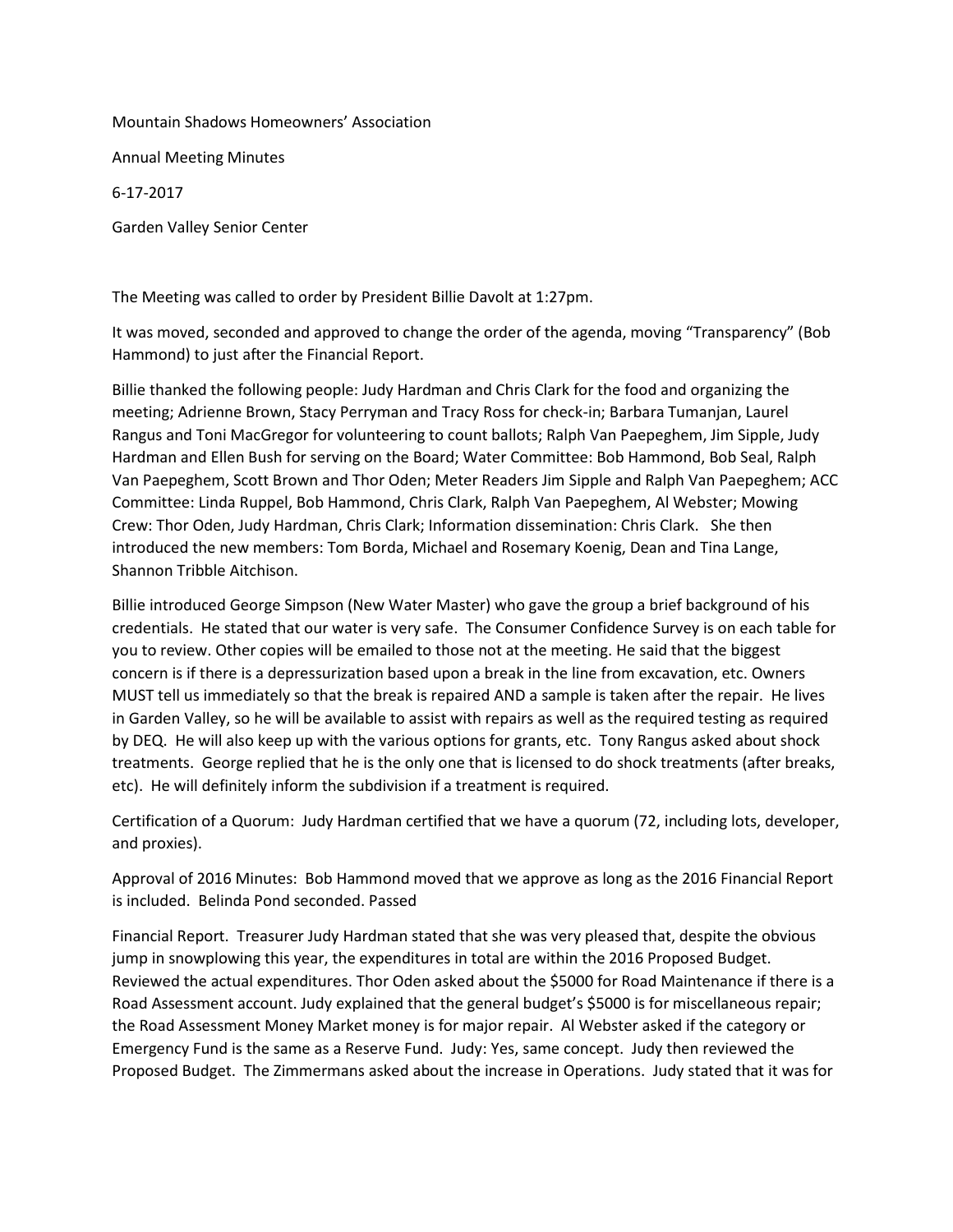Mountain Shadows Homeowners' Association

Annual Meeting Minutes

6-17-2017

Garden Valley Senior Center

The Meeting was called to order by President Billie Davolt at 1:27pm.

It was moved, seconded and approved to change the order of the agenda, moving "Transparency" (Bob Hammond) to just after the Financial Report.

Billie thanked the following people: Judy Hardman and Chris Clark for the food and organizing the meeting; Adrienne Brown, Stacy Perryman and Tracy Ross for check-in; Barbara Tumanjan, Laurel Rangus and Toni MacGregor for volunteering to count ballots; Ralph Van Paepeghem, Jim Sipple, Judy Hardman and Ellen Bush for serving on the Board; Water Committee: Bob Hammond, Bob Seal, Ralph Van Paepeghem, Scott Brown and Thor Oden; Meter Readers Jim Sipple and Ralph Van Paepeghem; ACC Committee: Linda Ruppel, Bob Hammond, Chris Clark, Ralph Van Paepeghem, Al Webster; Mowing Crew: Thor Oden, Judy Hardman, Chris Clark; Information dissemination: Chris Clark. She then introduced the new members: Tom Borda, Michael and Rosemary Koenig, Dean and Tina Lange, Shannon Tribble Aitchison.

Billie introduced George Simpson (New Water Master) who gave the group a brief background of his credentials. He stated that our water is very safe. The Consumer Confidence Survey is on each table for you to review. Other copies will be emailed to those not at the meeting. He said that the biggest concern is if there is a depressurization based upon a break in the line from excavation, etc. Owners MUST tell us immediately so that the break is repaired AND a sample is taken after the repair. He lives in Garden Valley, so he will be available to assist with repairs as well as the required testing as required by DEQ. He will also keep up with the various options for grants, etc. Tony Rangus asked about shock treatments. George replied that he is the only one that is licensed to do shock treatments (after breaks, etc). He will definitely inform the subdivision if a treatment is required.

Certification of a Quorum: Judy Hardman certified that we have a quorum (72, including lots, developer, and proxies).

Approval of 2016 Minutes: Bob Hammond moved that we approve as long as the 2016 Financial Report is included. Belinda Pond seconded. Passed

Financial Report. Treasurer Judy Hardman stated that she was very pleased that, despite the obvious jump in snowplowing this year, the expenditures in total are within the 2016 Proposed Budget. Reviewed the actual expenditures. Thor Oden asked about the $5000 for Road Maintenance if there is a Road Assessment account. Judy explained that the general budget's $5000 is for miscellaneous repair; the Road Assessment Money Market money is for major repair. Al Webster asked if the category or Emergency Fund is the same as a Reserve Fund. Judy: Yes, same concept. Judy then reviewed the Proposed Budget. The Zimmermans asked about the increase in Operations. Judy stated that it was for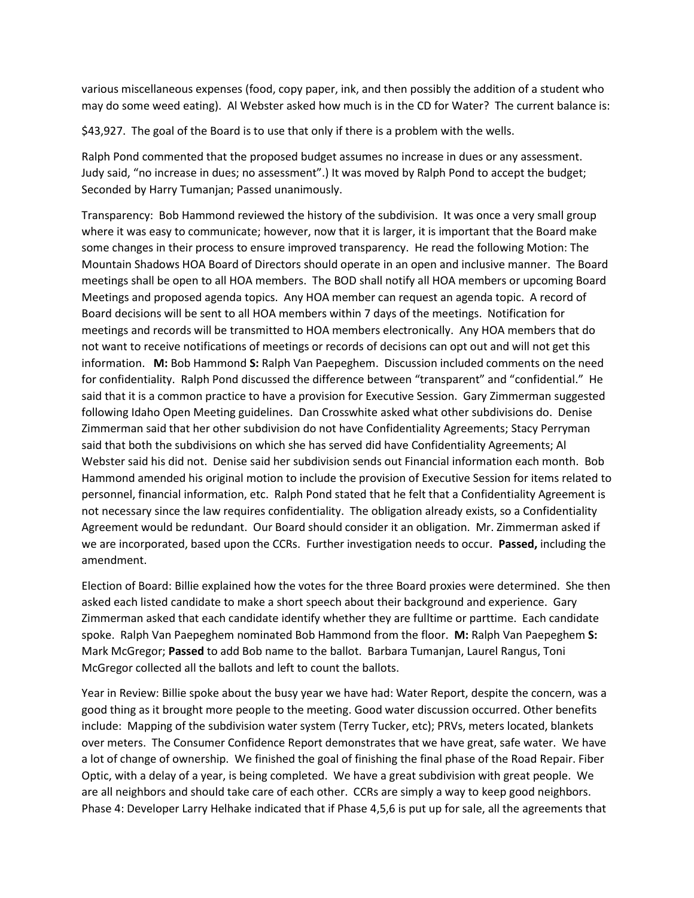various miscellaneous expenses (food, copy paper, ink, and then possibly the addition of a student who may do some weed eating). Al Webster asked how much is in the CD for Water? The current balance is:

$43,927. The goal of the Board is to use that only if there is a problem with the wells.

Ralph Pond commented that the proposed budget assumes no increase in dues or any assessment. Judy said, "no increase in dues; no assessment".) It was moved by Ralph Pond to accept the budget; Seconded by Harry Tumanjan; Passed unanimously.

Transparency: Bob Hammond reviewed the history of the subdivision. It was once a very small group where it was easy to communicate; however, now that it is larger, it is important that the Board make some changes in their process to ensure improved transparency. He read the following Motion: The Mountain Shadows HOA Board of Directors should operate in an open and inclusive manner. The Board meetings shall be open to all HOA members. The BOD shall notify all HOA members or upcoming Board Meetings and proposed agenda topics. Any HOA member can request an agenda topic. A record of Board decisions will be sent to all HOA members within 7 days of the meetings. Notification for meetings and records will be transmitted to HOA members electronically. Any HOA members that do not want to receive notifications of meetings or records of decisions can opt out and will not get this information. **M:** Bob Hammond **S:** Ralph Van Paepeghem. Discussion included comments on the need for confidentiality. Ralph Pond discussed the difference between "transparent" and "confidential." He said that it is a common practice to have a provision for Executive Session. Gary Zimmerman suggested following Idaho Open Meeting guidelines. Dan Crosswhite asked what other subdivisions do. Denise Zimmerman said that her other subdivision do not have Confidentiality Agreements; Stacy Perryman said that both the subdivisions on which she has served did have Confidentiality Agreements; Al Webster said his did not. Denise said her subdivision sends out Financial information each month. Bob Hammond amended his original motion to include the provision of Executive Session for items related to personnel, financial information, etc. Ralph Pond stated that he felt that a Confidentiality Agreement is not necessary since the law requires confidentiality. The obligation already exists, so a Confidentiality Agreement would be redundant. Our Board should consider it an obligation. Mr. Zimmerman asked if we are incorporated, based upon the CCRs. Further investigation needs to occur. **Passed,** including the amendment.

Election of Board: Billie explained how the votes for the three Board proxies were determined. She then asked each listed candidate to make a short speech about their background and experience. Gary Zimmerman asked that each candidate identify whether they are fulltime or parttime. Each candidate spoke. Ralph Van Paepeghem nominated Bob Hammond from the floor. **M:** Ralph Van Paepeghem **S:** Mark McGregor; **Passed** to add Bob name to the ballot. Barbara Tumanjan, Laurel Rangus, Toni McGregor collected all the ballots and left to count the ballots.

Year in Review: Billie spoke about the busy year we have had: Water Report, despite the concern, was a good thing as it brought more people to the meeting. Good water discussion occurred. Other benefits include: Mapping of the subdivision water system (Terry Tucker, etc); PRVs, meters located, blankets over meters. The Consumer Confidence Report demonstrates that we have great, safe water. We have a lot of change of ownership. We finished the goal of finishing the final phase of the Road Repair. Fiber Optic, with a delay of a year, is being completed. We have a great subdivision with great people. We are all neighbors and should take care of each other. CCRs are simply a way to keep good neighbors. Phase 4: Developer Larry Helhake indicated that if Phase 4,5,6 is put up for sale, all the agreements that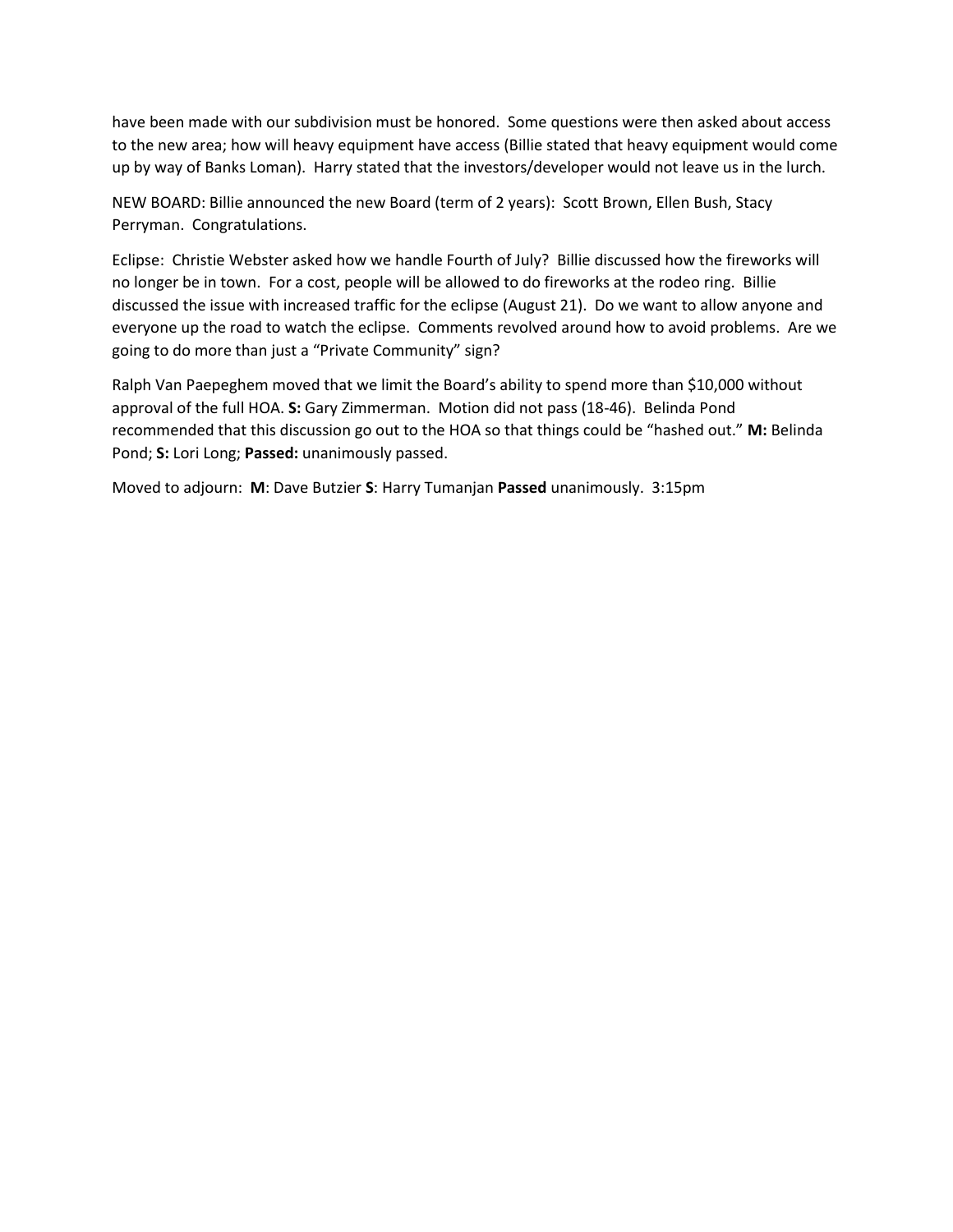have been made with our subdivision must be honored. Some questions were then asked about access to the new area; how will heavy equipment have access (Billie stated that heavy equipment would come up by way of Banks Loman). Harry stated that the investors/developer would not leave us in the lurch.

NEW BOARD: Billie announced the new Board (term of 2 years): Scott Brown, Ellen Bush, Stacy Perryman. Congratulations.

Eclipse: Christie Webster asked how we handle Fourth of July? Billie discussed how the fireworks will no longer be in town. For a cost, people will be allowed to do fireworks at the rodeo ring. Billie discussed the issue with increased traffic for the eclipse (August 21). Do we want to allow anyone and everyone up the road to watch the eclipse. Comments revolved around how to avoid problems. Are we going to do more than just a "Private Community" sign?

Ralph Van Paepeghem moved that we limit the Board's ability to spend more than $10,000 without approval of the full HOA. **S:** Gary Zimmerman. Motion did not pass (18-46). Belinda Pond recommended that this discussion go out to the HOA so that things could be "hashed out." **M:** Belinda Pond; **S:** Lori Long; **Passed:** unanimously passed.

Moved to adjourn: **M**: Dave Butzier **S**: Harry Tumanjan **Passed** unanimously. 3:15pm